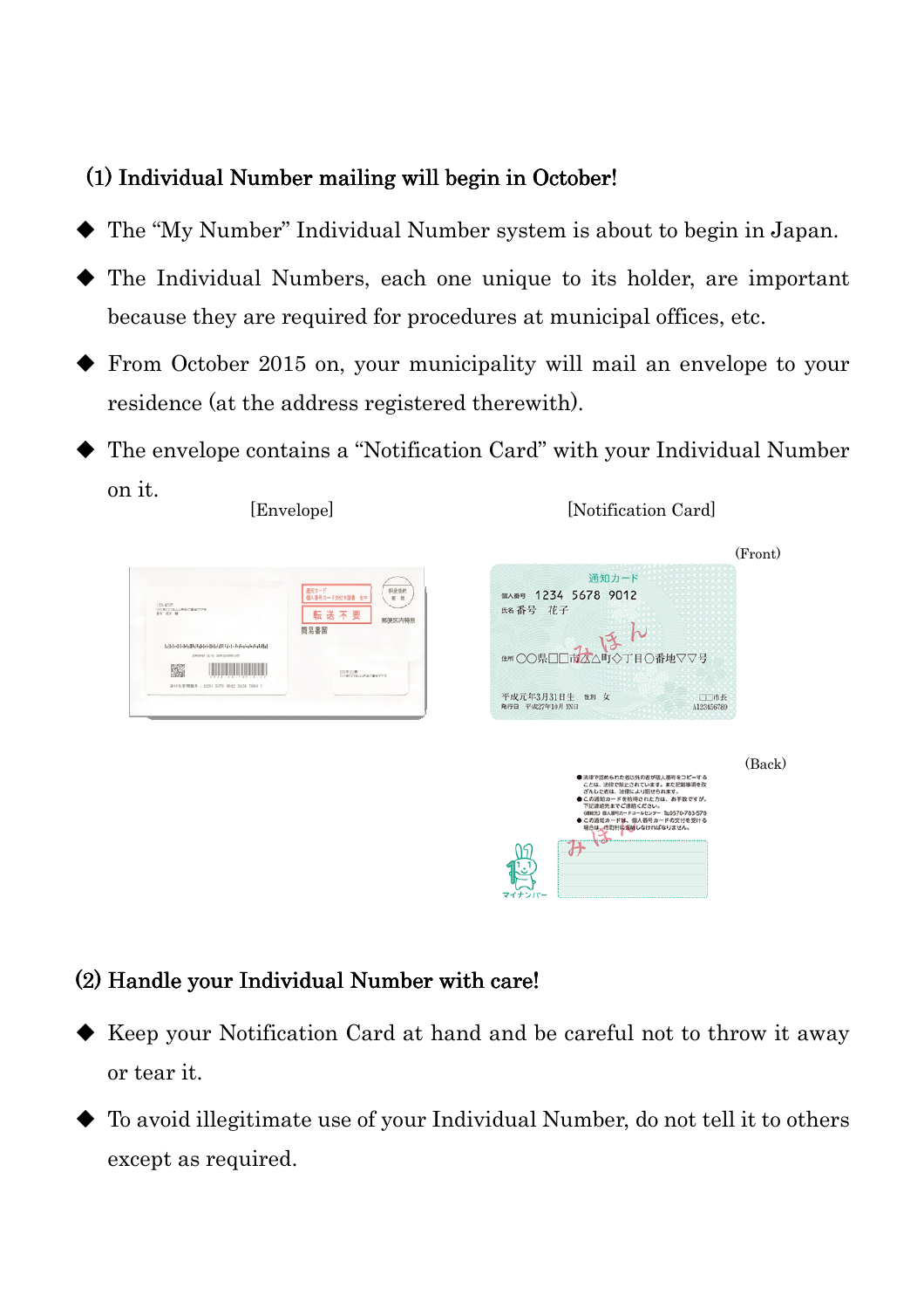## (1) Individual Number mailing will begin in October!

- The "My Number" Individual Number system is about to begin in Japan.
- The Individual Numbers, each one unique to its holder, are important because they are required for procedures at municipal offices, etc.
- From October 2015 on, your municipality will mail an envelope to your residence (at the address registered therewith).
- The envelope contains a "Notification Card" with your Individual Number on it.

[Envelope]

[Notification Card]

(Front)

(Back)

## (2) Handle your Individual Number with care!

- Keep your Notification Card at hand and be careful not to throw it away or tear it.
- To avoid illegitimate use of your Individual Number, do not tell it to others except as required.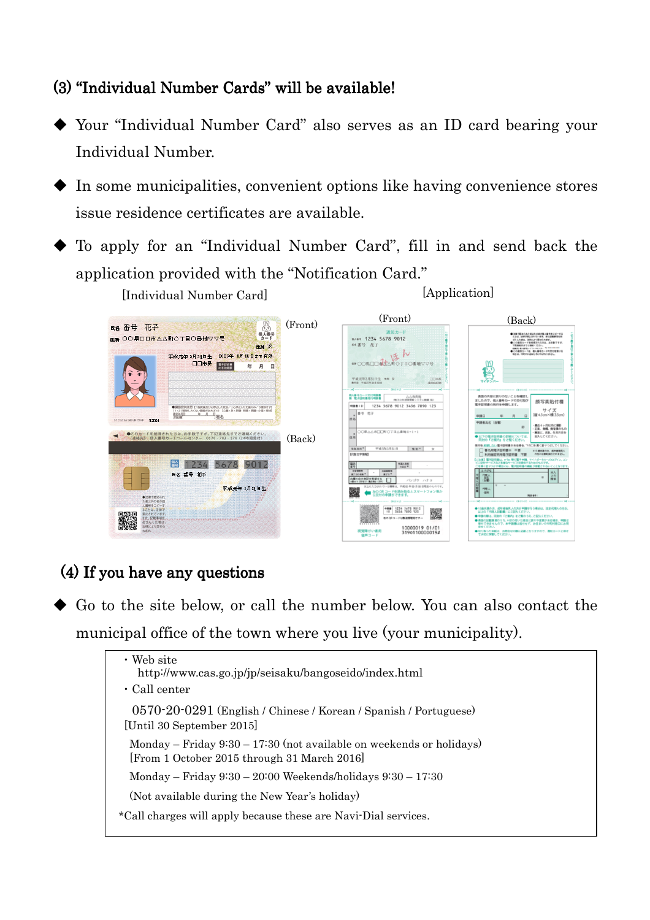### (3) "Individual Number Cards" will be available!

- Your "Individual Number Card" also serves as an ID card bearing your Individual Number.
- In some municipalities, convenient options like having convenience stores issue residence certificates are available.
- To apply for an "Individual Number Card", fill in and send back the application provided with the "Notification Card."

[Individual Number Card]

(Front)

(Back)

[Application]

(Front)

(Back)

### (4) If you have any questions

- Go to the site below, or call the number below. You can also contact the municipal office of the town where you live (your municipality).

> ・Web site
> http://www.cas.go.jp/jp/seisaku/bangoseido/index.html
>
> ・Call center
>
> 0570-20-0291 (English / Chinese / Korean / Spanish / Portuguese)
> [Until 30 September 2015]
>
> Monday – Friday 9:30 – 17:30 (not available on weekends or holidays)
> [From 1 October 2015 through 31 March 2016]
>
> Monday – Friday 9:30 – 20:00 Weekends/holidays 9:30 – 17:30
>
> (Not available during the New Year's holiday)
>
> *Call charges will apply because these are Navi-Dial services.